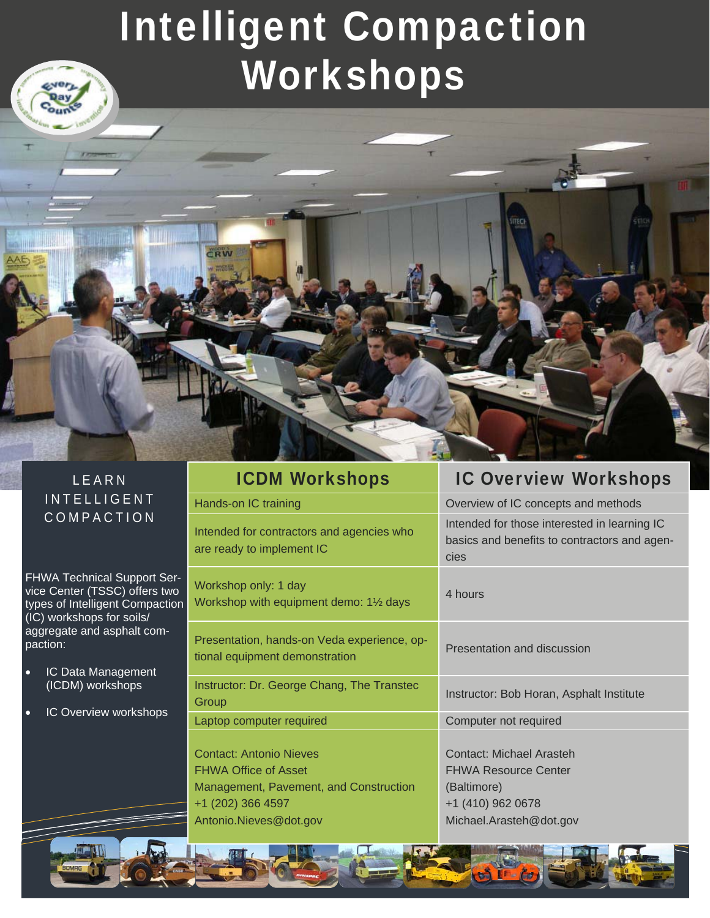# Intelligent Compaction Workshops

LEARN INTELLIGENT COMPACTION

FHWA Technical Support Service Center (TSSC) offers two types of Intelligent Compaction (IC) workshops for soils/aggregate and asphalt compaction:

- IC Data Management (ICDM) workshops
- IC Overview workshops

| ICDM Workshops | IC Overview Workshops |
|---|---|
| Hands-on IC training | Overview of IC concepts and methods |
| Intended for contractors and agencies who are ready to implement IC | Intended for those interested in learning IC basics and benefits to contractors and agencies |
| Workshop only: 1 day<br>Workshop with equipment demo: 1½ days | 4 hours |
| Presentation, hands-on Veda experience, optional equipment demonstration | Presentation and discussion |
| Instructor: Dr. George Chang, The Transtec Group | Instructor: Bob Horan, Asphalt Institute |
| Laptop computer required | Computer not required |
| Contact: Antonio Nieves<br>FHWA Office of Asset Management, Pavement, and Construction<br>+1 (202) 366 4597<br>Antonio.Nieves@dot.gov | Contact: Michael Arasteh<br>FHWA Resource Center (Baltimore)<br>+1 (410) 962 0678<br>Michael.Arasteh@dot.gov |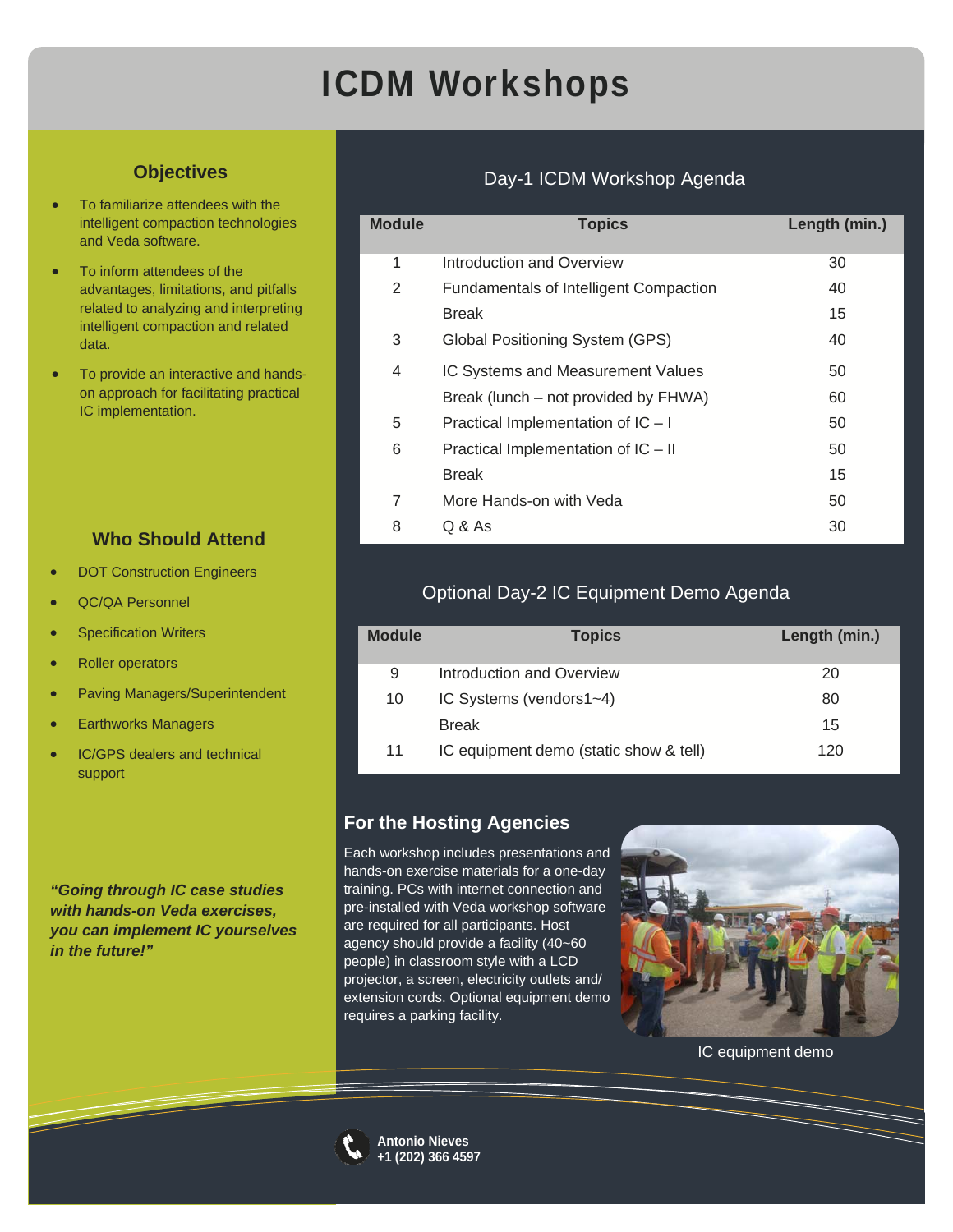# ICDM Workshops

## Objectives

- To familiarize attendees with the intelligent compaction technologies and Veda software.
- To inform attendees of the advantages, limitations, and pitfalls related to analyzing and interpreting intelligent compaction and related data.
- To provide an interactive and hands-on approach for facilitating practical IC implementation.

## Who Should Attend

- DOT Construction Engineers
- QC/QA Personnel
- Specification Writers
- Roller operators
- Paving Managers/Superintendent
- Earthworks Managers
- IC/GPS dealers and technical support

***"Going through IC case studies with hands-on Veda exercises, you can implement IC yourselves in the future!"***

## Day-1 ICDM Workshop Agenda

| Module | Topics | Length (min.) |
|---|---|---|
| 1 | Introduction and Overview | 30 |
| 2 | Fundamentals of Intelligent Compaction | 40 |
| | Break | 15 |
| 3 | Global Positioning System (GPS) | 40 |
| 4 | IC Systems and Measurement Values | 50 |
| | Break (lunch – not provided by FHWA) | 60 |
| 5 | Practical Implementation of IC – I | 50 |
| 6 | Practical Implementation of IC – II | 50 |
| | Break | 15 |
| 7 | More Hands-on with Veda | 50 |
| 8 | Q & As | 30 |

## Optional Day-2 IC Equipment Demo Agenda

| Module | Topics | Length (min.) |
|---|---|---|
| 9 | Introduction and Overview | 20 |
| 10 | IC Systems (vendors1~4) | 80 |
| | Break | 15 |
| 11 | IC equipment demo (static show & tell) | 120 |

## For the Hosting Agencies

Each workshop includes presentations and hands-on exercise materials for a one-day training. PCs with internet connection and pre-installed with Veda workshop software are required for all participants. Host agency should provide a facility (40~60 people) in classroom style with a LCD projector, a screen, electricity outlets and/ extension cords. Optional equipment demo requires a parking facility.

IC equipment demo

**Antonio Nieves**
**+1 (202) 366 4597**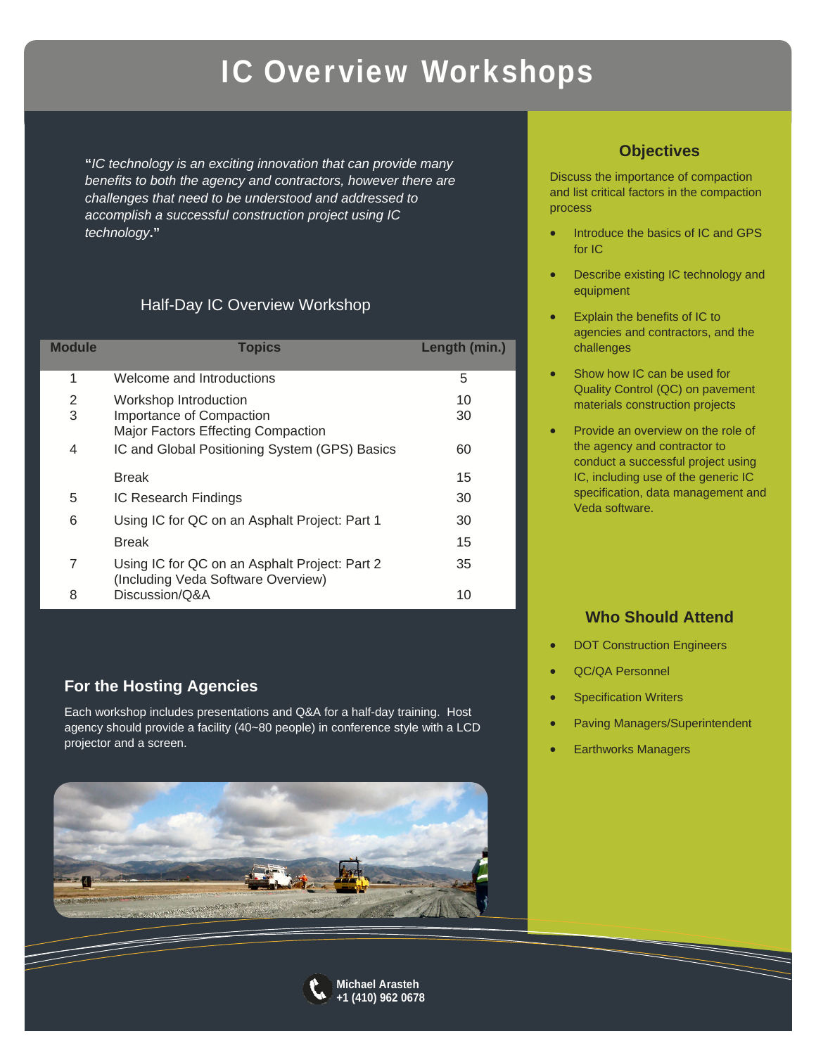# IC Overview Workshops

"*IC technology is an exciting innovation that can provide many benefits to both the agency and contractors, however there are challenges that need to be understood and addressed to accomplish a successful construction project using IC technology*."

## Half-Day IC Overview Workshop

| Module | Topics | Length (min.) |
|---|---|---|
| 1 | Welcome and Introductions | 5 |
| 2 | Workshop Introduction | 10 |
| 3 | Importance of Compaction<br>Major Factors Effecting Compaction | 30 |
| 4 | IC and Global Positioning System (GPS) Basics | 60 |
| | Break | 15 |
| 5 | IC Research Findings | 30 |
| 6 | Using IC for QC on an Asphalt Project: Part 1 | 30 |
| | Break | 15 |
| 7 | Using IC for QC on an Asphalt Project: Part 2 (Including Veda Software Overview) | 35 |
| 8 | Discussion/Q&A | 10 |

## For the Hosting Agencies

Each workshop includes presentations and Q&A for a half-day training. Host agency should provide a facility (40~80 people) in conference style with a LCD projector and a screen.

## Objectives

Discuss the importance of compaction and list critical factors in the compaction process

- Introduce the basics of IC and GPS for IC
- Describe existing IC technology and equipment
- Explain the benefits of IC to agencies and contractors, and the challenges
- Show how IC can be used for Quality Control (QC) on pavement materials construction projects
- Provide an overview on the role of the agency and contractor to conduct a successful project using IC, including use of the generic IC specification, data management and Veda software.

## Who Should Attend

- DOT Construction Engineers
- QC/QA Personnel
- Specification Writers
- Paving Managers/Superintendent
- Earthworks Managers

**Michael Arasteh**
**+1 (410) 962 0678**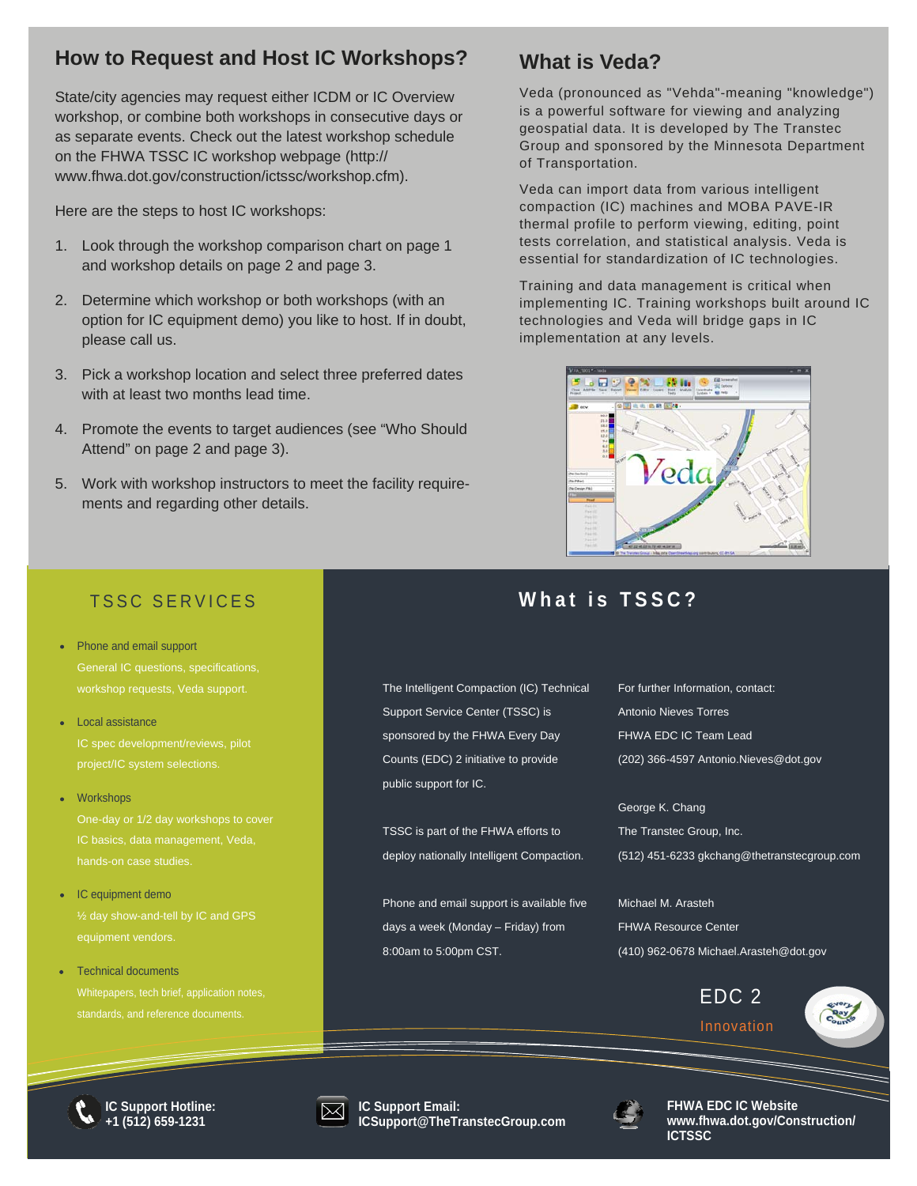## How to Request and Host IC Workshops?

State/city agencies may request either ICDM or IC Overview workshop, or combine both workshops in consecutive days or as separate events. Check out the latest workshop schedule on the FHWA TSSC IC workshop webpage (http://www.fhwa.dot.gov/construction/ictssc/workshop.cfm).

Here are the steps to host IC workshops:

1. Look through the workshop comparison chart on page 1 and workshop details on page 2 and page 3.
2. Determine which workshop or both workshops (with an option for IC equipment demo) you like to host. If in doubt, please call us.
3. Pick a workshop location and select three preferred dates with at least two months lead time.
4. Promote the events to target audiences (see "Who Should Attend" on page 2 and page 3).
5. Work with workshop instructors to meet the facility requirements and regarding other details.

## What is Veda?

Veda (pronounced as "Vehda"-meaning "knowledge") is a powerful software for viewing and analyzing geospatial data. It is developed by The Transtec Group and sponsored by the Minnesota Department of Transportation.

Veda can import data from various intelligent compaction (IC) machines and MOBA PAVE-IR thermal profile to perform viewing, editing, point tests correlation, and statistical analysis. Veda is essential for standardization of IC technologies.

Training and data management is critical when implementing IC. Training workshops built around IC technologies and Veda will bridge gaps in IC implementation at any levels.

## TSSC SERVICES

- Phone and email support
  General IC questions, specifications, workshop requests, Veda support.
- Local assistance
  IC spec development/reviews, pilot project/IC system selections.
- Workshops
  One-day or 1/2 day workshops to cover IC basics, data management, Veda, hands-on case studies.
- IC equipment demo
  ½ day show-and-tell by IC and GPS equipment vendors.
- Technical documents
  Whitepapers, tech brief, application notes, standards, and reference documents.

## What is TSSC?

The Intelligent Compaction (IC) Technical Support Service Center (TSSC) is sponsored by the FHWA Every Day Counts (EDC) 2 initiative to provide public support for IC.

TSSC is part of the FHWA efforts to deploy nationally Intelligent Compaction.

Phone and email support is available five days a week (Monday – Friday) from 8:00am to 5:00pm CST.

For further Information, contact:

Antonio Nieves Torres
FHWA EDC IC Team Lead
(202) 366-4597 Antonio.Nieves@dot.gov

George K. Chang
The Transtec Group, Inc.
(512) 451-6233 gkchang@thetranstecgroup.com

Michael M. Arasteh
FHWA Resource Center
(410) 962-0678 Michael.Arasteh@dot.gov

EDC 2
Innovation

**IC Support Hotline:**
**+1 (512) 659-1231**

**IC Support Email:**
**ICSupport@TheTranstecGroup.com**

**FHWA EDC IC Website**
**www.fhwa.dot.gov/Construction/ICTSSC**